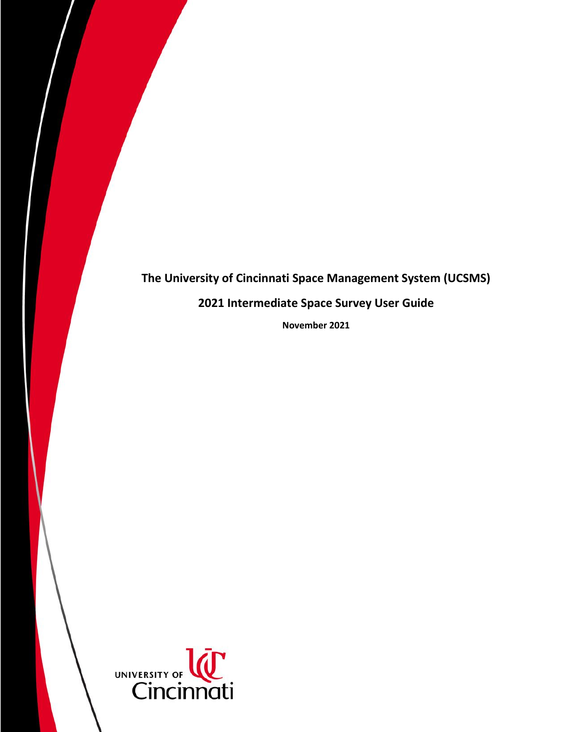# The University of Cincinnati Space Management System (UCSMS)

## 2021 Intermediate Space Survey User Guide

**November 2021**

UNIVERSITY OF Cincinnati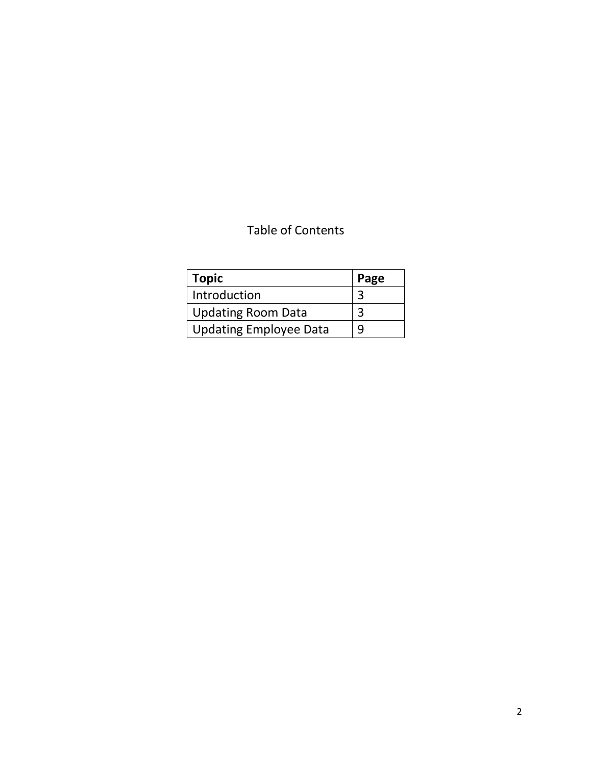# Table of Contents

| **Topic** | **Page** |
| --- | --- |
| Introduction | 3 |
| Updating Room Data | 3 |
| Updating Employee Data | 9 |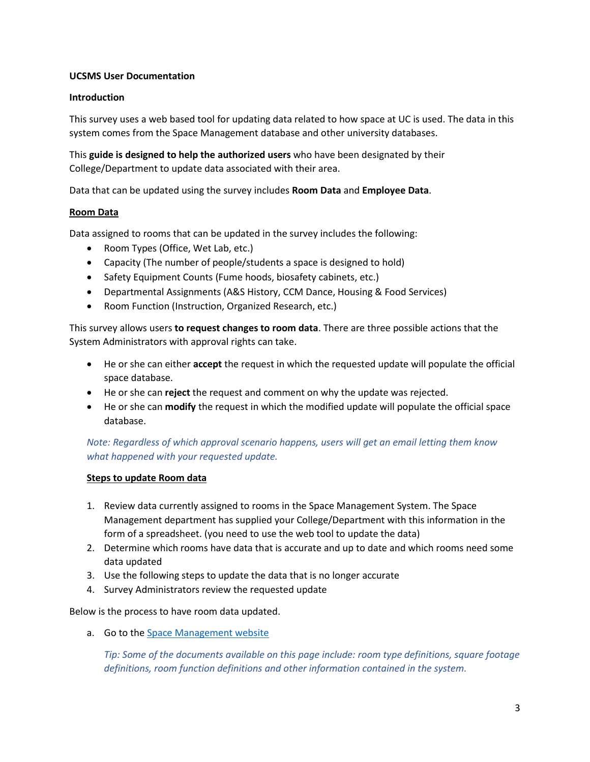**UCSMS User Documentation**

**Introduction**

This survey uses a web based tool for updating data related to how space at UC is used. The data in this system comes from the Space Management database and other university databases.

This **guide is designed to help the authorized users** who have been designated by their College/Department to update data associated with their area.

Data that can be updated using the survey includes **Room Data** and **Employee Data**.

**Room Data**

Data assigned to rooms that can be updated in the survey includes the following:

- Room Types (Office, Wet Lab, etc.)
- Capacity (The number of people/students a space is designed to hold)
- Safety Equipment Counts (Fume hoods, biosafety cabinets, etc.)
- Departmental Assignments (A&S History, CCM Dance, Housing & Food Services)
- Room Function (Instruction, Organized Research, etc.)

This survey allows users **to request changes to room data**. There are three possible actions that the System Administrators with approval rights can take.

- He or she can either **accept** the request in which the requested update will populate the official space database.
- He or she can **reject** the request and comment on why the update was rejected.
- He or she can **modify** the request in which the modified update will populate the official space database.

*Note: Regardless of which approval scenario happens, users will get an email letting them know what happened with your requested update.*

**Steps to update Room data**

1. Review data currently assigned to rooms in the Space Management System. The Space Management department has supplied your College/Department with this information in the form of a spreadsheet. (you need to use the web tool to update the data)
2. Determine which rooms have data that is accurate and up to date and which rooms need some data updated
3. Use the following steps to update the data that is no longer accurate
4. Survey Administrators review the requested update

Below is the process to have room data updated.

a. Go to the Space Management website

*Tip: Some of the documents available on this page include: room type definitions, square footage definitions, room function definitions and other information contained in the system.*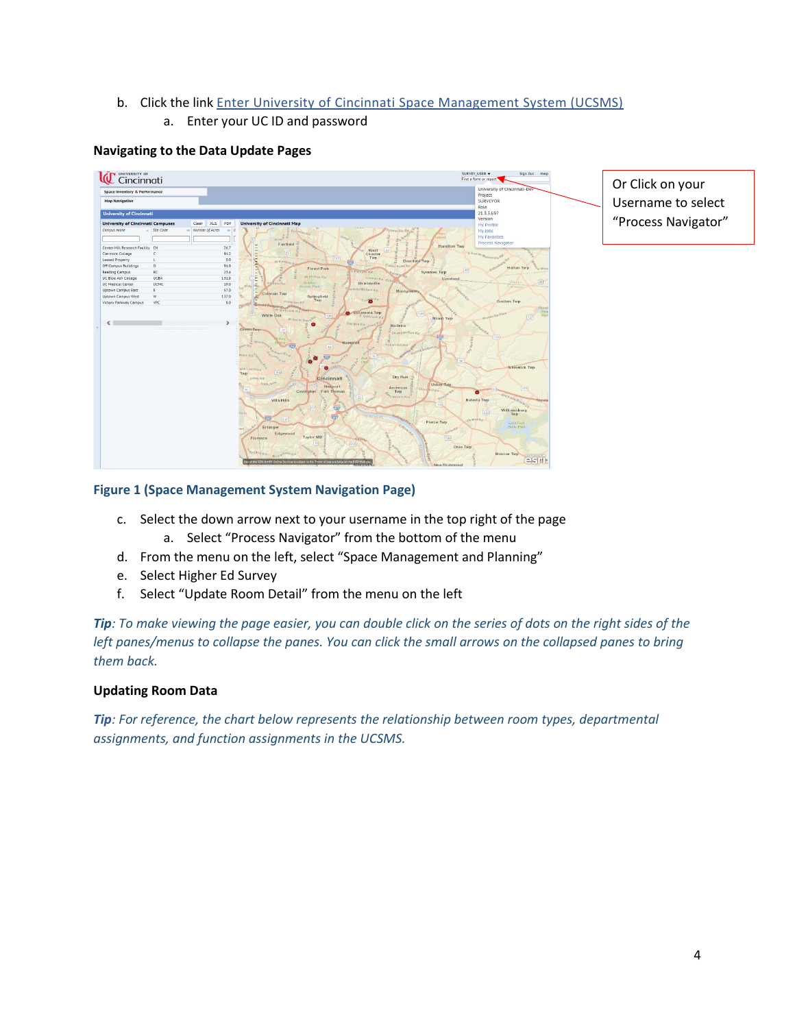b. Click the link [Enter University of Cincinnati Space Management System (UCSMS)]()
    a. Enter your UC ID and password

**Navigating to the Data Update Pages**

Or Click on your Username to select “Process Navigator”

**Figure 1 (Space Management System Navigation Page)**

c. Select the down arrow next to your username in the top right of the page
    a. Select “Process Navigator” from the bottom of the menu
d. From the menu on the left, select “Space Management and Planning”
e. Select Higher Ed Survey
f. Select “Update Room Detail” from the menu on the left

***Tip**: To make viewing the page easier, you can double click on the series of dots on the right sides of the left panes/menus to collapse the panes. You can click the small arrows on the collapsed panes to bring them back.*

**Updating Room Data**

***Tip**: For reference, the chart below represents the relationship between room types, departmental assignments, and function assignments in the UCSMS.*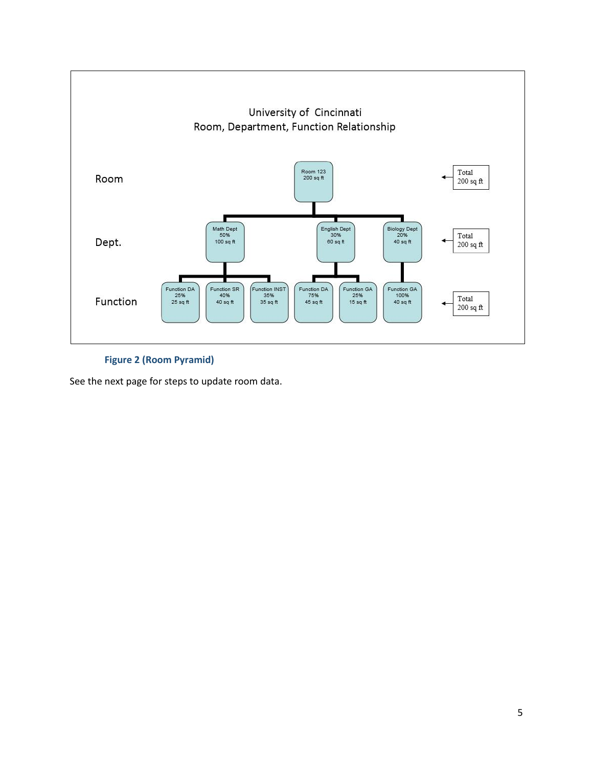University of Cincinnati
Room, Department, Function Relationship

| Level | | | | | | | Total |
|---|---|---|---|---|---|---|---|
| Room | Room 123<br>200 sq ft | | | | | | Total 200 sq ft |
| Dept. | Math Dept<br>50%<br>100 sq ft | | | English Dept<br>30%<br>60 sq ft | | Biology Dept<br>20%<br>40 sq ft | Total 200 sq ft |
| Function | Function DA<br>25%<br>25 sq ft | Function SR<br>40%<br>40 sq ft | Function INST<br>35%<br>35 sq ft | Function DA<br>75%<br>45 sq ft | Function GA<br>25%<br>15 sq ft | Function GA<br>100%<br>40 sq ft | Total 200 sq ft |

**Figure 2 (Room Pyramid)**

See the next page for steps to update room data.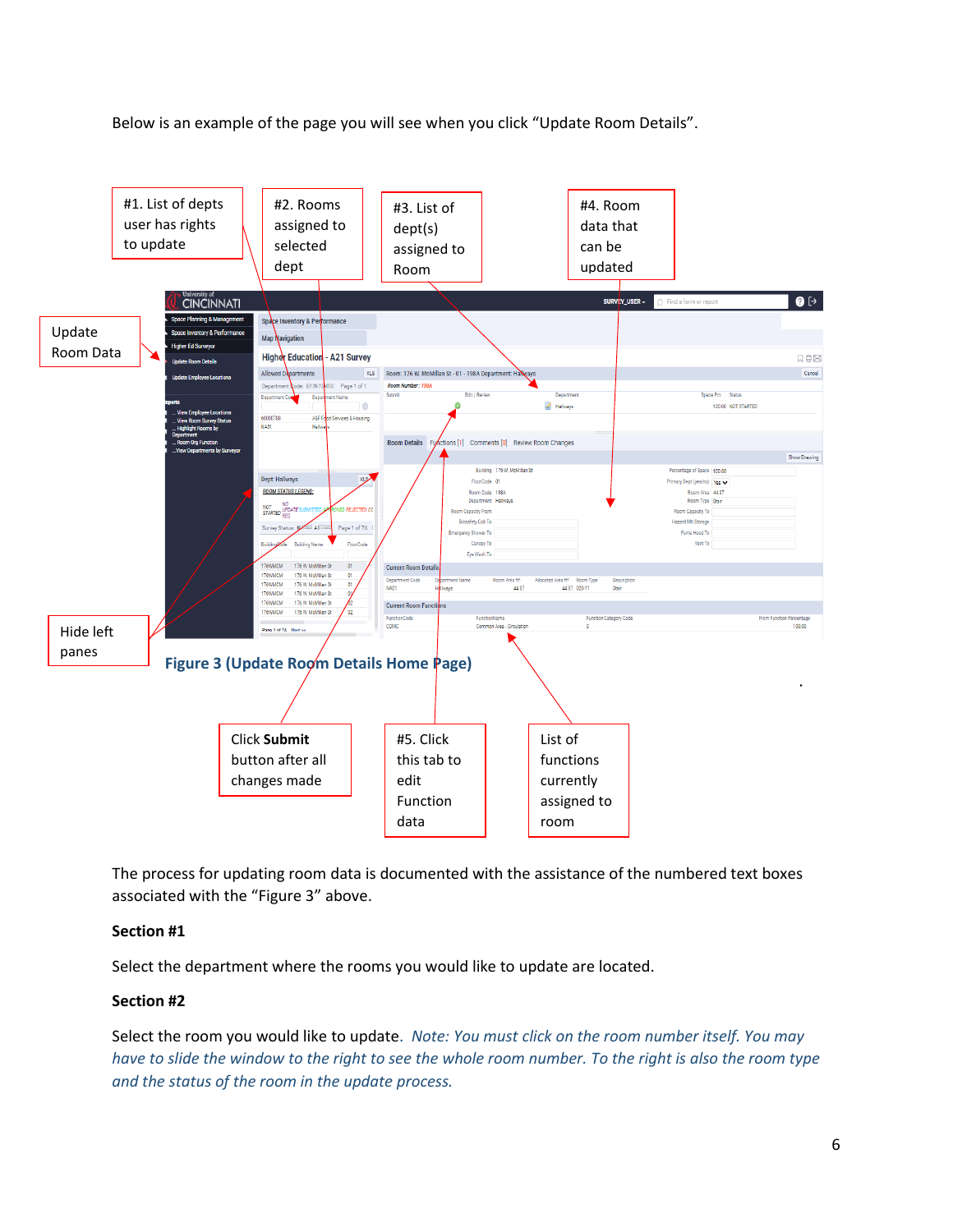Below is an example of the page you will see when you click "Update Room Details".

#1. List of depts user has rights to update

#2. Rooms assigned to selected dept

#3. List of dept(s) assigned to Room

#4. Room data that can be updated

Update Room Data

Hide left panes

Click **Submit** button after all changes made

#5. Click this tab to edit Function data

List of functions currently assigned to room

**Figure 3 (Update Room Details Home Page)**

The process for updating room data is documented with the assistance of the numbered text boxes associated with the "Figure 3" above.

**Section #1**

Select the department where the rooms you would like to update are located.

**Section #2**

Select the room you would like to update. *Note: You must click on the room number itself. You may have to slide the window to the right to see the whole room number. To the right is also the room type and the status of the room in the update process.*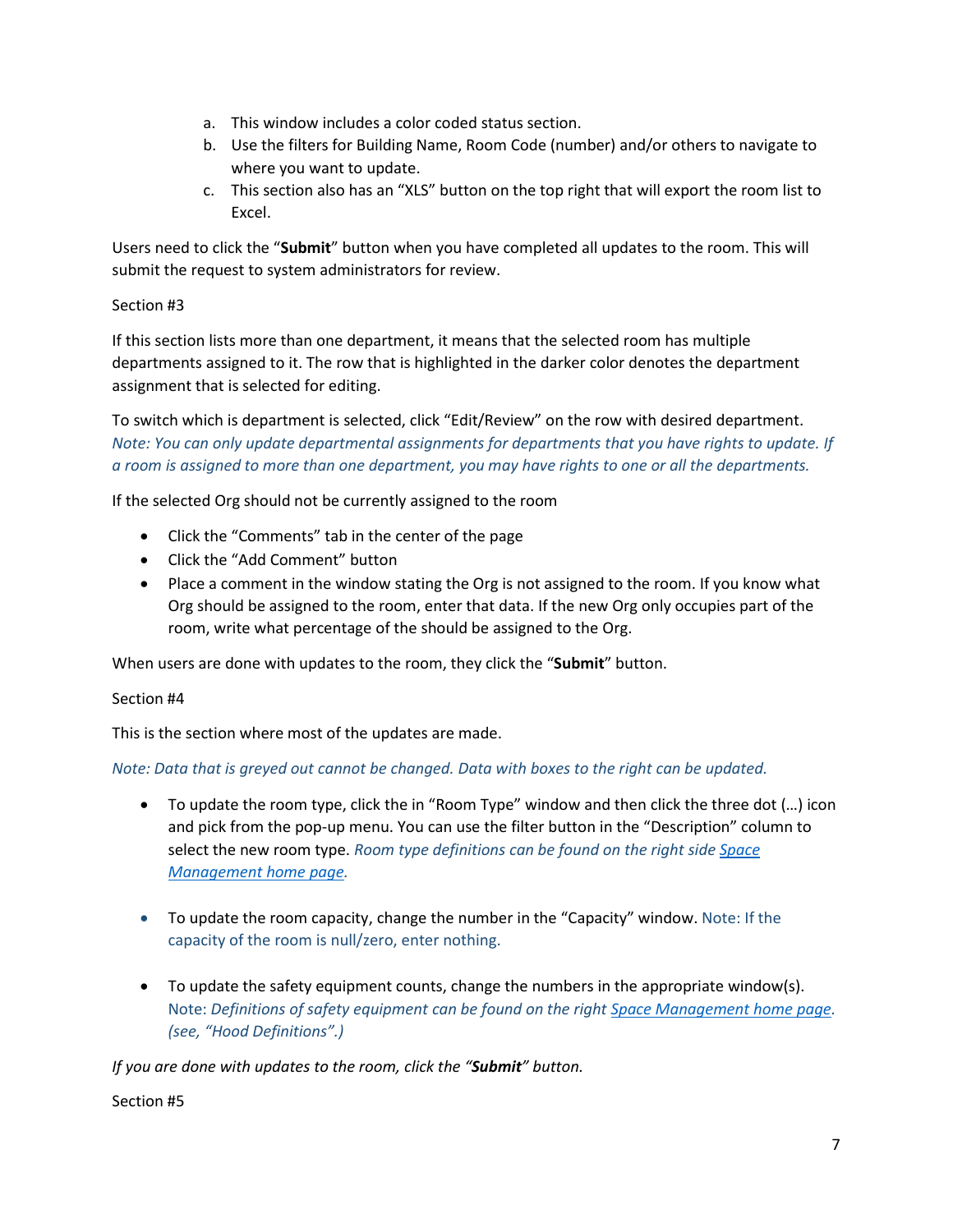a. This window includes a color coded status section.
b. Use the filters for Building Name, Room Code (number) and/or others to navigate to where you want to update.
c. This section also has an "XLS" button on the top right that will export the room list to Excel.

Users need to click the "**Submit**" button when you have completed all updates to the room. This will submit the request to system administrators for review.

Section #3

If this section lists more than one department, it means that the selected room has multiple departments assigned to it. The row that is highlighted in the darker color denotes the department assignment that is selected for editing.

To switch which is department is selected, click "Edit/Review" on the row with desired department. *Note: You can only update departmental assignments for departments that you have rights to update. If a room is assigned to more than one department, you may have rights to one or all the departments.*

If the selected Org should not be currently assigned to the room

- Click the "Comments" tab in the center of the page
- Click the "Add Comment" button
- Place a comment in the window stating the Org is not assigned to the room. If you know what Org should be assigned to the room, enter that data. If the new Org only occupies part of the room, write what percentage of the should be assigned to the Org.

When users are done with updates to the room, they click the "**Submit**" button.

Section #4

This is the section where most of the updates are made.

*Note: Data that is greyed out cannot be changed. Data with boxes to the right can be updated.*

- To update the room type, click the in "Room Type" window and then click the three dot (…) icon and pick from the pop-up menu. You can use the filter button in the "Description" column to select the new room type. *Room type definitions can be found on the right side [Space Management home page](#).*

- To update the room capacity, change the number in the "Capacity" window. Note: If the capacity of the room is null/zero, enter nothing.

- To update the safety equipment counts, change the numbers in the appropriate window(s). Note: *Definitions of safety equipment can be found on the right [Space Management home page](#). (see, "Hood Definitions".)*

*If you are done with updates to the room, click the "**Submit**" button.*

Section #5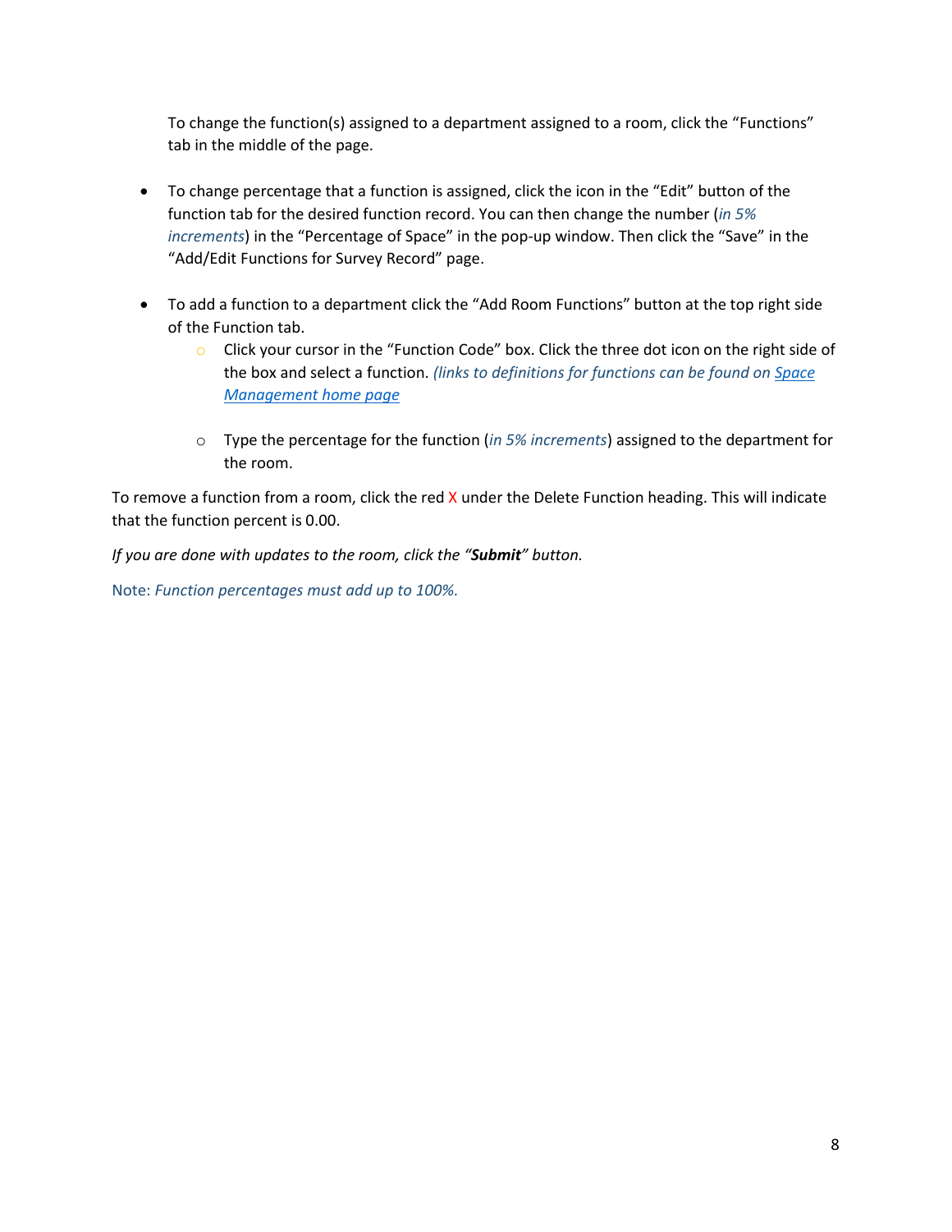To change the function(s) assigned to a department assigned to a room, click the "Functions" tab in the middle of the page.

- To change percentage that a function is assigned, click the icon in the "Edit" button of the function tab for the desired function record. You can then change the number (*in 5% increments*) in the "Percentage of Space" in the pop-up window. Then click the "Save" in the "Add/Edit Functions for Survey Record" page.

- To add a function to a department click the "Add Room Functions" button at the top right side of the Function tab.
  - Click your cursor in the "Function Code" box. Click the three dot icon on the right side of the box and select a function. *(links to definitions for functions can be found on [Space Management home page]()*

  - Type the percentage for the function (*in 5% increments*) assigned to the department for the room.

To remove a function from a room, click the red X under the Delete Function heading. This will indicate that the function percent is 0.00.

*If you are done with updates to the room, click the "**Submit**" button.*

Note: *Function percentages must add up to 100%.*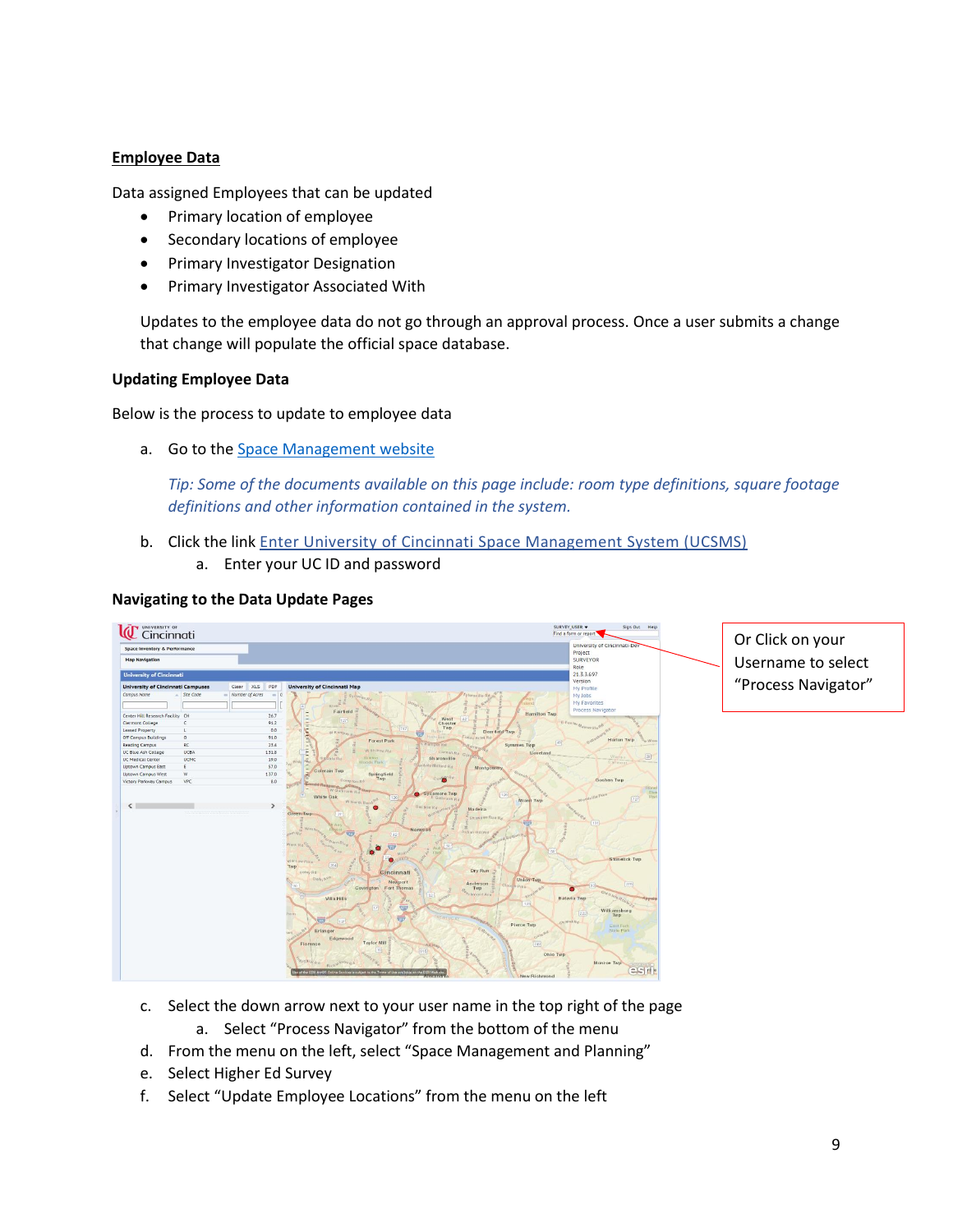**Employee Data**

Data assigned Employees that can be updated

- Primary location of employee
- Secondary locations of employee
- Primary Investigator Designation
- Primary Investigator Associated With

Updates to the employee data do not go through an approval process. Once a user submits a change that change will populate the official space database.

### Updating Employee Data

Below is the process to update to employee data

a. Go to the [Space Management website](#)

   *Tip: Some of the documents available on this page include: room type definitions, square footage definitions and other information contained in the system.*

b. Click the link [Enter University of Cincinnati Space Management System (UCSMS)](#)
   a. Enter your UC ID and password

### Navigating to the Data Update Pages

Or Click on your Username to select "Process Navigator"

c. Select the down arrow next to your user name in the top right of the page
   a. Select "Process Navigator" from the bottom of the menu
d. From the menu on the left, select "Space Management and Planning"
e. Select Higher Ed Survey
f. Select "Update Employee Locations" from the menu on the left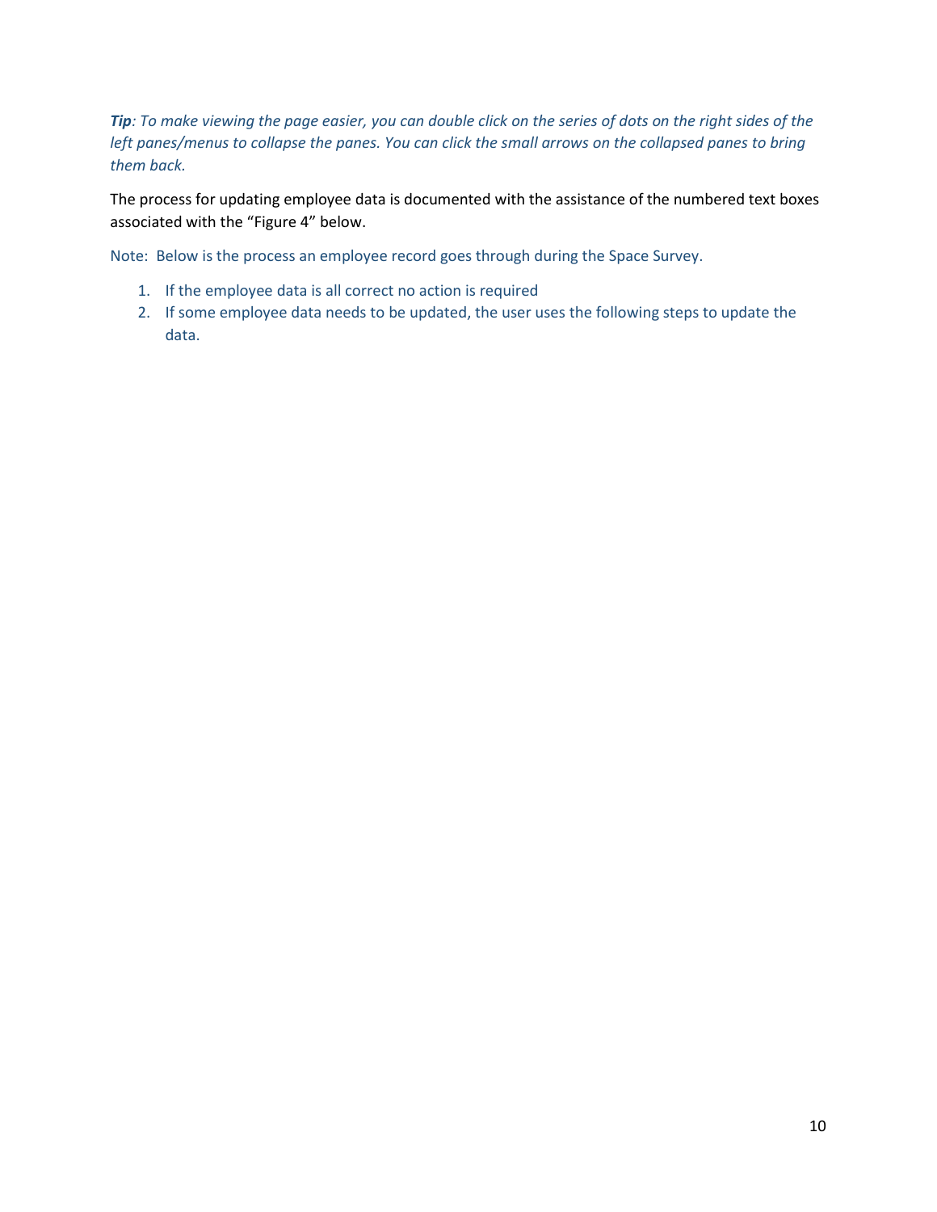***Tip**: To make viewing the page easier, you can double click on the series of dots on the right sides of the left panes/menus to collapse the panes. You can click the small arrows on the collapsed panes to bring them back.*

The process for updating employee data is documented with the assistance of the numbered text boxes associated with the "Figure 4" below.

Note: Below is the process an employee record goes through during the Space Survey.

1. If the employee data is all correct no action is required
2. If some employee data needs to be updated, the user uses the following steps to update the data.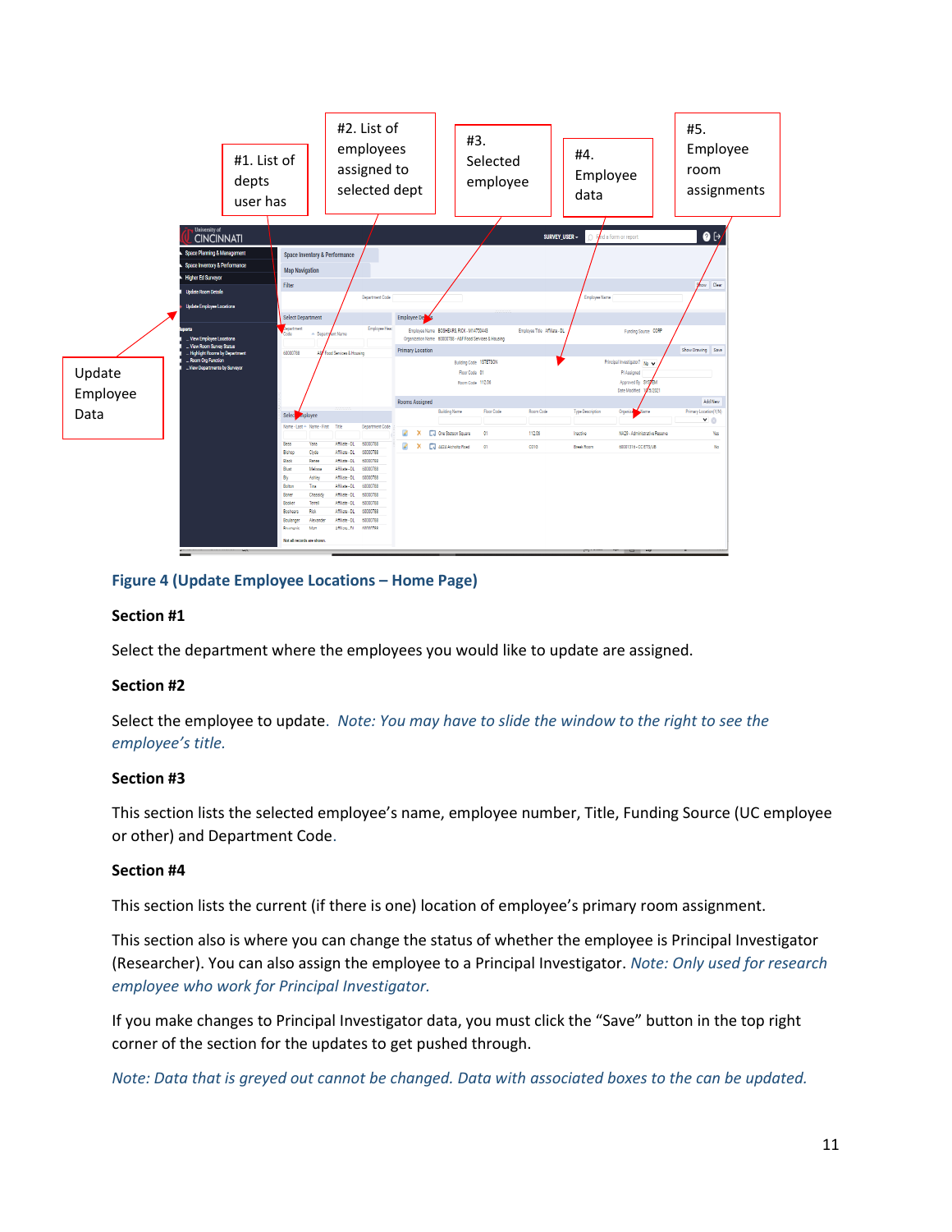#1. List of depts user has

#2. List of employees assigned to selected dept

#3. Selected employee

#4. Employee data

#5. Employee room assignments

Update Employee Data

**Figure 4 (Update Employee Locations – Home Page)**

**Section #1**

Select the department where the employees you would like to update are assigned.

**Section #2**

Select the employee to update. *Note: You may have to slide the window to the right to see the employee's title.*

**Section #3**

This section lists the selected employee's name, employee number, Title, Funding Source (UC employee or other) and Department Code.

**Section #4**

This section lists the current (if there is one) location of employee's primary room assignment.

This section also is where you can change the status of whether the employee is Principal Investigator (Researcher). You can also assign the employee to a Principal Investigator. *Note: Only used for research employee who work for Principal Investigator.*

If you make changes to Principal Investigator data, you must click the "Save" button in the top right corner of the section for the updates to get pushed through.

*Note: Data that is greyed out cannot be changed. Data with associated boxes to the can be updated.*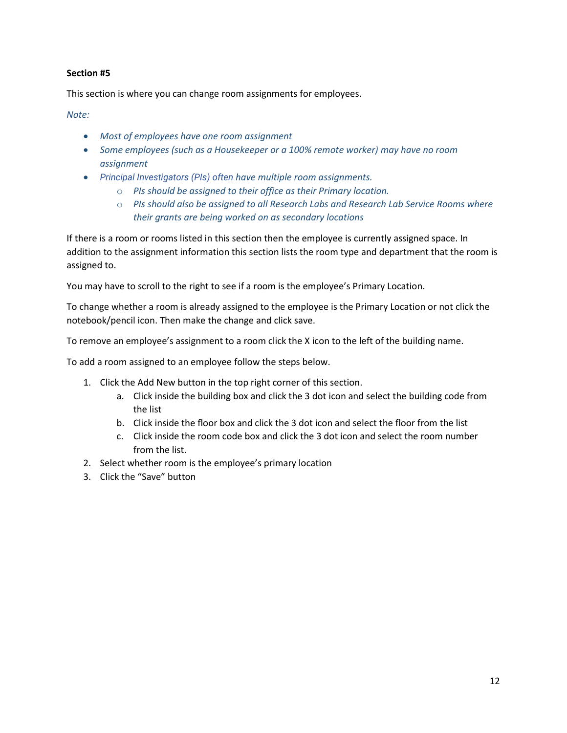**Section #5**

This section is where you can change room assignments for employees.

*Note:*

- *Most of employees have one room assignment*
- *Some employees (such as a Housekeeper or a 100% remote worker) may have no room assignment*
- *Principal Investigators (PIs) often have multiple room assignments.*
    - *PIs should be assigned to their office as their Primary location.*
    - *PIs should also be assigned to all Research Labs and Research Lab Service Rooms where their grants are being worked on as secondary locations*

If there is a room or rooms listed in this section then the employee is currently assigned space. In addition to the assignment information this section lists the room type and department that the room is assigned to.

You may have to scroll to the right to see if a room is the employee's Primary Location.

To change whether a room is already assigned to the employee is the Primary Location or not click the notebook/pencil icon. Then make the change and click save.

To remove an employee's assignment to a room click the X icon to the left of the building name.

To add a room assigned to an employee follow the steps below.

1. Click the Add New button in the top right corner of this section.
    a. Click inside the building box and click the 3 dot icon and select the building code from the list
    b. Click inside the floor box and click the 3 dot icon and select the floor from the list
    c. Click inside the room code box and click the 3 dot icon and select the room number from the list.
2. Select whether room is the employee's primary location
3. Click the "Save" button